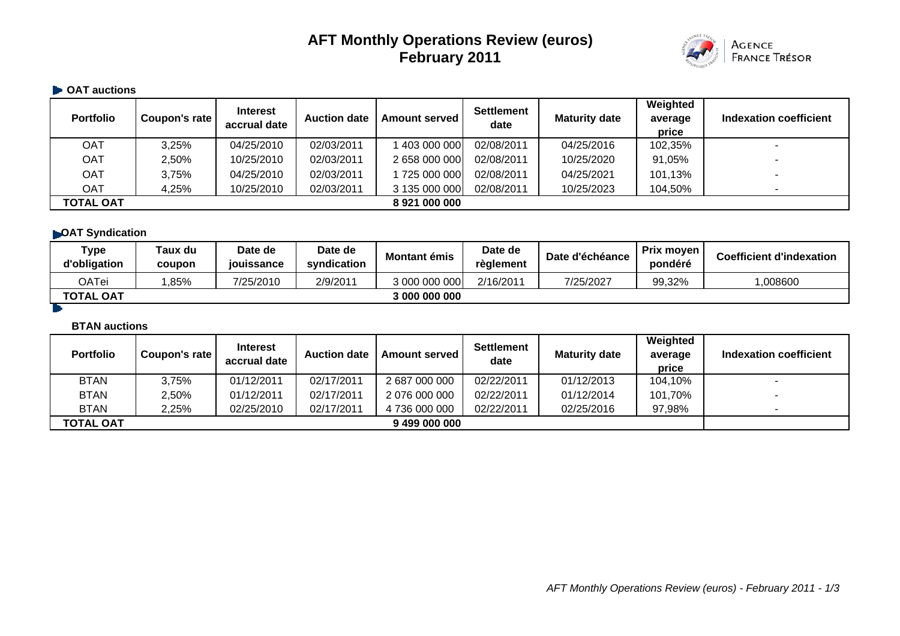# AFT Monthly Operations Review (euros)
# February 2011

### OAT auctions

| Portfolio | Coupon's rate | Interest accrual date | Auction date | Amount served | Settlement date | Maturity date | Weighted average price | Indexation coefficient |
|---|---|---|---|---|---|---|---|---|
| OAT | 3,25% | 04/25/2010 | 02/03/2011 | 1 403 000 000 | 02/08/2011 | 04/25/2016 | 102,35% | - |
| OAT | 2,50% | 10/25/2010 | 02/03/2011 | 2 658 000 000 | 02/08/2011 | 10/25/2020 | 91,05% | - |
| OAT | 3,75% | 04/25/2010 | 02/03/2011 | 1 725 000 000 | 02/08/2011 | 04/25/2021 | 101,13% | - |
| OAT | 4,25% | 10/25/2010 | 02/03/2011 | 3 135 000 000 | 02/08/2011 | 10/25/2023 | 104,50% | - |
| **TOTAL OAT** | | | | **8 921 000 000** | | | | |

### OAT Syndication

| Type d'obligation | Taux du coupon | Date de jouissance | Date de syndication | Montant émis | Date de règlement | Date d'échéance | Prix moyen pondéré | Coefficient d'indexation |
|---|---|---|---|---|---|---|---|---|
| OATei | 1,85% | 7/25/2010 | 2/9/2011 | 3 000 000 000 | 2/16/2011 | 7/25/2027 | 99,32% | 1,008600 |
| **TOTAL OAT** | | | | **3 000 000 000** | | | | |

### BTAN auctions

| Portfolio | Coupon's rate | Interest accrual date | Auction date | Amount served | Settlement date | Maturity date | Weighted average price | Indexation coefficient |
|---|---|---|---|---|---|---|---|---|
| BTAN | 3,75% | 01/12/2011 | 02/17/2011 | 2 687 000 000 | 02/22/2011 | 01/12/2013 | 104,10% | - |
| BTAN | 2,50% | 01/12/2011 | 02/17/2011 | 2 076 000 000 | 02/22/2011 | 01/12/2014 | 101,70% | - |
| BTAN | 2,25% | 02/25/2010 | 02/17/2011 | 4 736 000 000 | 02/22/2011 | 02/25/2016 | 97,98% | - |
| **TOTAL OAT** | | | | **9 499 000 000** | | | | |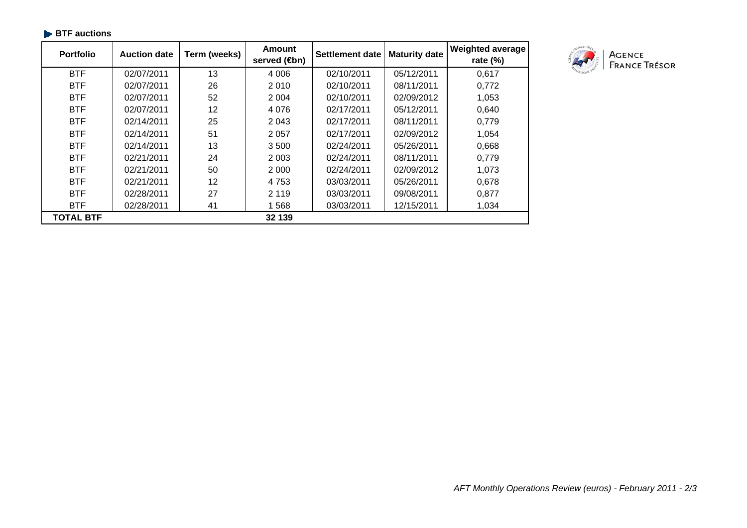## BTF auctions

| Portfolio | Auction date | Term (weeks) | Amount served (€bn) | Settlement date | Maturity date | Weighted average rate (%) |
|---|---|---|---|---|---|---|
| BTF | 02/07/2011 | 13 | 4 006 | 02/10/2011 | 05/12/2011 | 0,617 |
| BTF | 02/07/2011 | 26 | 2 010 | 02/10/2011 | 08/11/2011 | 0,772 |
| BTF | 02/07/2011 | 52 | 2 004 | 02/10/2011 | 02/09/2012 | 1,053 |
| BTF | 02/07/2011 | 12 | 4 076 | 02/17/2011 | 05/12/2011 | 0,640 |
| BTF | 02/14/2011 | 25 | 2 043 | 02/17/2011 | 08/11/2011 | 0,779 |
| BTF | 02/14/2011 | 51 | 2 057 | 02/17/2011 | 02/09/2012 | 1,054 |
| BTF | 02/14/2011 | 13 | 3 500 | 02/24/2011 | 05/26/2011 | 0,668 |
| BTF | 02/21/2011 | 24 | 2 003 | 02/24/2011 | 08/11/2011 | 0,779 |
| BTF | 02/21/2011 | 50 | 2 000 | 02/24/2011 | 02/09/2012 | 1,073 |
| BTF | 02/21/2011 | 12 | 4 753 | 03/03/2011 | 05/26/2011 | 0,678 |
| BTF | 02/28/2011 | 27 | 2 119 | 03/03/2011 | 09/08/2011 | 0,877 |
| BTF | 02/28/2011 | 41 | 1 568 | 03/03/2011 | 12/15/2011 | 1,034 |
| **TOTAL BTF** | | | **32 139** | | | |

AGENCE FRANCE TRÉSOR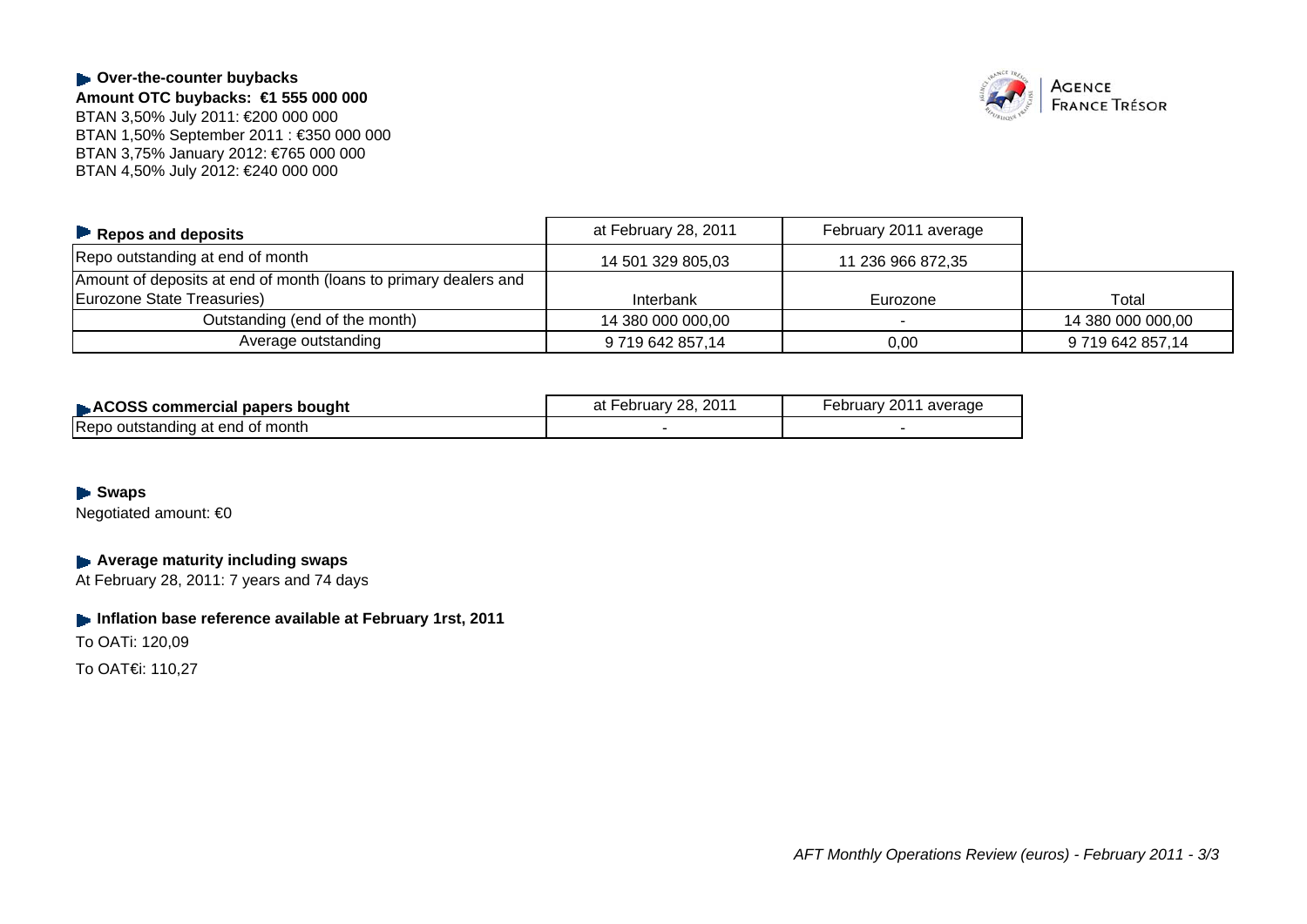### Over-the-counter buybacks

**Amount OTC buybacks: €1 555 000 000**

BTAN 3,50% July 2011: €200 000 000
BTAN 1,50% September 2011 : €350 000 000
BTAN 3,75% January 2012: €765 000 000
BTAN 4,50% July 2012: €240 000 000

| **Repos and deposits** | at February 28, 2011 | February 2011 average | |
|---|---|---|---|
| Repo outstanding at end of month | 14 501 329 805,03 | 11 236 966 872,35 | |
| Amount of deposits at end of month (loans to primary dealers and Eurozone State Treasuries) | Interbank | Eurozone | Total |
| Outstanding (end of the month) | 14 380 000 000,00 | - | 14 380 000 000,00 |
| Average outstanding | 9 719 642 857,14 | 0,00 | 9 719 642 857,14 |

| **ACOSS commercial papers bought** | at February 28, 2011 | February 2011 average |
|---|---|---|
| Repo outstanding at end of month | - | - |

### Swaps

Negotiated amount: €0

### Average maturity including swaps

At February 28, 2011: 7 years and 74 days

### Inflation base reference available at February 1rst, 2011

To OATi: 120,09

To OAT€i: 110,27